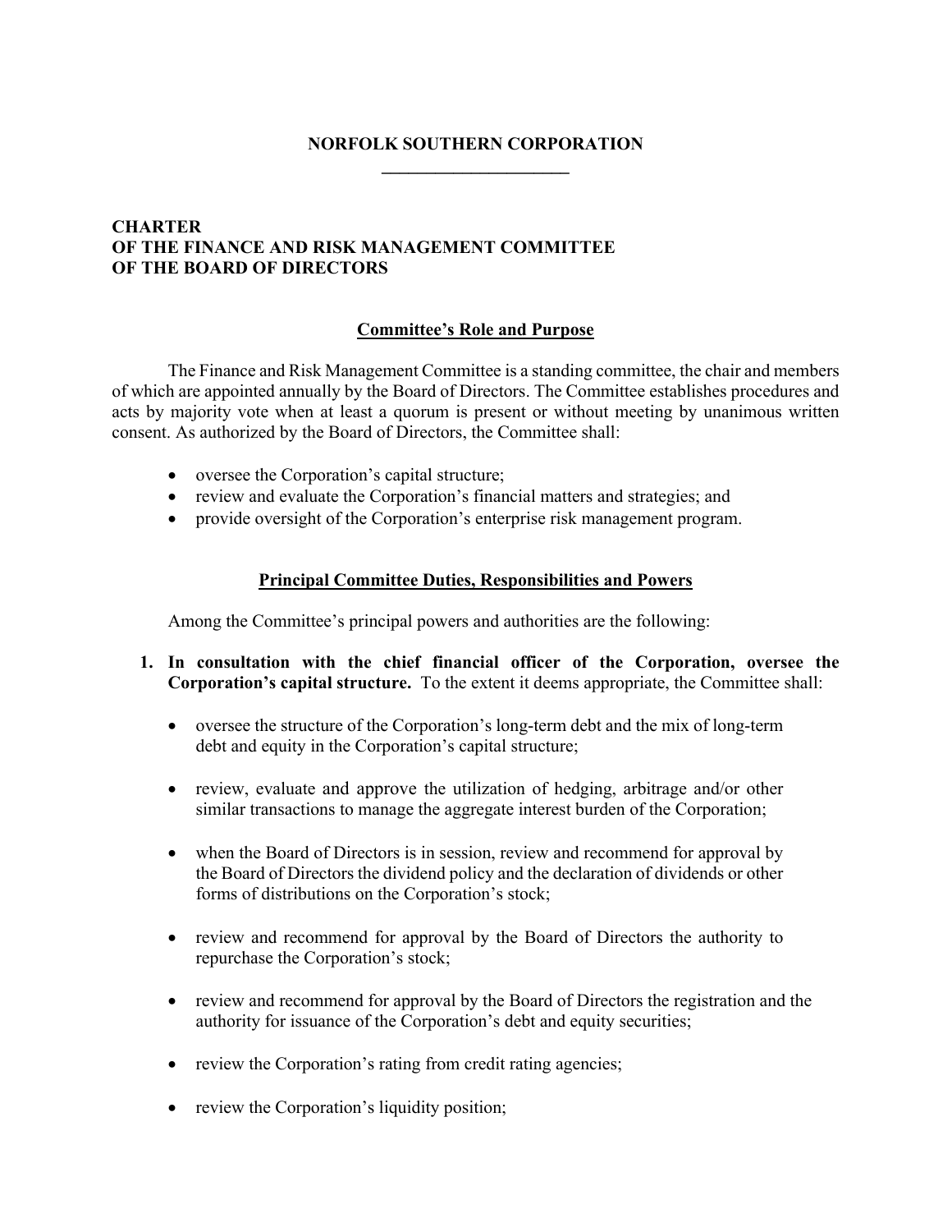# NORFOLK SOUTHERN CORPORATION

## CHARTER
## OF THE FINANCE AND RISK MANAGEMENT COMMITTEE
## OF THE BOARD OF DIRECTORS

### Committee's Role and Purpose

The Finance and Risk Management Committee is a standing committee, the chair and members of which are appointed annually by the Board of Directors. The Committee establishes procedures and acts by majority vote when at least a quorum is present or without meeting by unanimous written consent. As authorized by the Board of Directors, the Committee shall:

- oversee the Corporation's capital structure;
- review and evaluate the Corporation's financial matters and strategies; and
- provide oversight of the Corporation's enterprise risk management program.

### Principal Committee Duties, Responsibilities and Powers

Among the Committee's principal powers and authorities are the following:

1. **In consultation with the chief financial officer of the Corporation, oversee the Corporation's capital structure.** To the extent it deems appropriate, the Committee shall:

   - oversee the structure of the Corporation's long-term debt and the mix of long-term debt and equity in the Corporation's capital structure;

   - review, evaluate and approve the utilization of hedging, arbitrage and/or other similar transactions to manage the aggregate interest burden of the Corporation;

   - when the Board of Directors is in session, review and recommend for approval by the Board of Directors the dividend policy and the declaration of dividends or other forms of distributions on the Corporation's stock;

   - review and recommend for approval by the Board of Directors the authority to repurchase the Corporation's stock;

   - review and recommend for approval by the Board of Directors the registration and the authority for issuance of the Corporation's debt and equity securities;

   - review the Corporation's rating from credit rating agencies;

   - review the Corporation's liquidity position;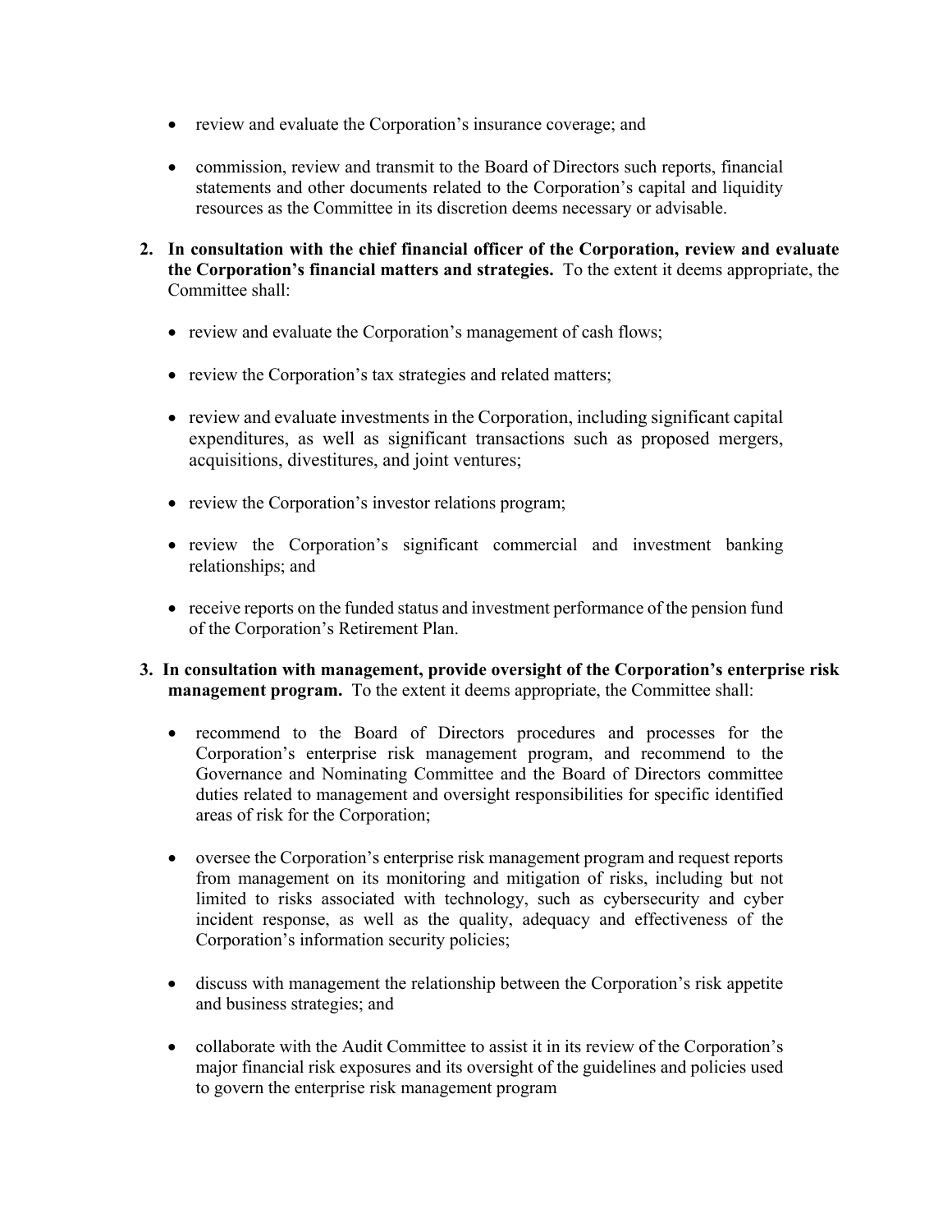- review and evaluate the Corporation's insurance coverage; and

- commission, review and transmit to the Board of Directors such reports, financial statements and other documents related to the Corporation's capital and liquidity resources as the Committee in its discretion deems necessary or advisable.

2. **In consultation with the chief financial officer of the Corporation, review and evaluate the Corporation's financial matters and strategies.** To the extent it deems appropriate, the Committee shall:

   - review and evaluate the Corporation's management of cash flows;

   - review the Corporation's tax strategies and related matters;

   - review and evaluate investments in the Corporation, including significant capital expenditures, as well as significant transactions such as proposed mergers, acquisitions, divestitures, and joint ventures;

   - review the Corporation's investor relations program;

   - review the Corporation's significant commercial and investment banking relationships; and

   - receive reports on the funded status and investment performance of the pension fund of the Corporation's Retirement Plan.

3. **In consultation with management, provide oversight of the Corporation's enterprise risk management program.** To the extent it deems appropriate, the Committee shall:

   - recommend to the Board of Directors procedures and processes for the Corporation's enterprise risk management program, and recommend to the Governance and Nominating Committee and the Board of Directors committee duties related to management and oversight responsibilities for specific identified areas of risk for the Corporation;

   - oversee the Corporation's enterprise risk management program and request reports from management on its monitoring and mitigation of risks, including but not limited to risks associated with technology, such as cybersecurity and cyber incident response, as well as the quality, adequacy and effectiveness of the Corporation's information security policies;

   - discuss with management the relationship between the Corporation's risk appetite and business strategies; and

   - collaborate with the Audit Committee to assist it in its review of the Corporation's major financial risk exposures and its oversight of the guidelines and policies used to govern the enterprise risk management program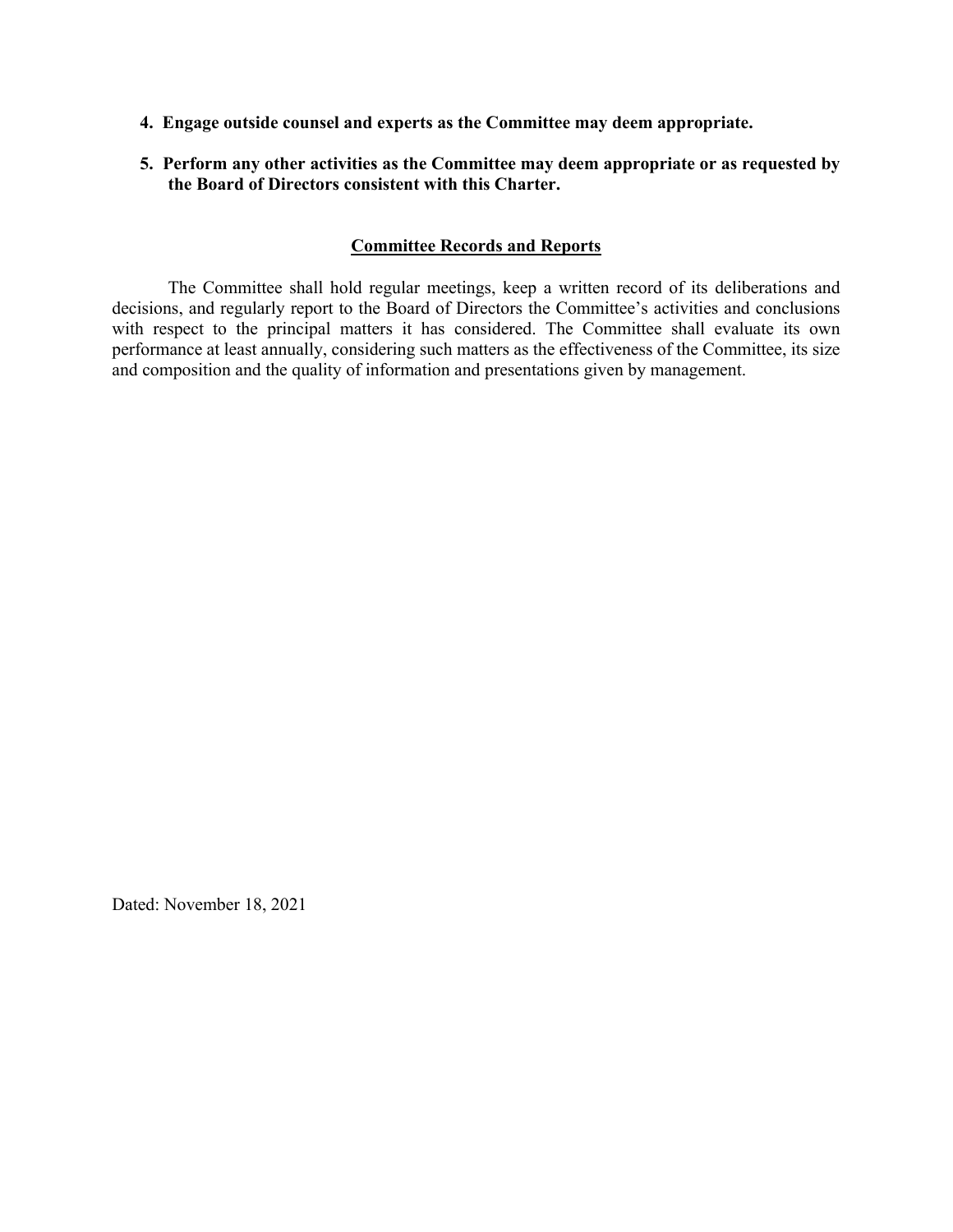4. **Engage outside counsel and experts as the Committee may deem appropriate.**

5. **Perform any other activities as the Committee may deem appropriate or as requested by the Board of Directors consistent with this Charter.**

## Committee Records and Reports

The Committee shall hold regular meetings, keep a written record of its deliberations and decisions, and regularly report to the Board of Directors the Committee's activities and conclusions with respect to the principal matters it has considered. The Committee shall evaluate its own performance at least annually, considering such matters as the effectiveness of the Committee, its size and composition and the quality of information and presentations given by management.

Dated: November 18, 2021